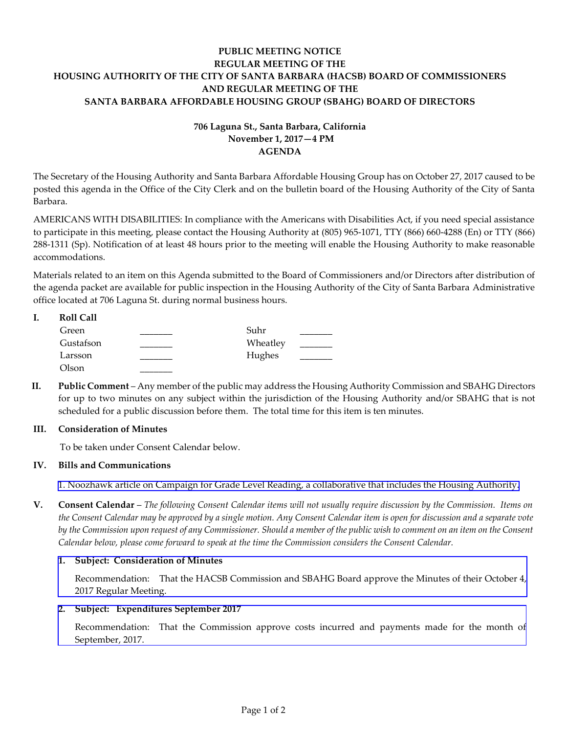**PUBLIC MEETING NOTICE**
**REGULAR MEETING OF THE**
**HOUSING AUTHORITY OF THE CITY OF SANTA BARBARA (HACSB) BOARD OF COMMISSIONERS**
**AND REGULAR MEETING OF THE**
**SANTA BARBARA AFFORDABLE HOUSING GROUP (SBAHG) BOARD OF DIRECTORS**

**706 Laguna St., Santa Barbara, California**
**November 1, 2017—4 PM**
**AGENDA**

The Secretary of the Housing Authority and Santa Barbara Affordable Housing Group has on October 27, 2017 caused to be posted this agenda in the Office of the City Clerk and on the bulletin board of the Housing Authority of the City of Santa Barbara.

AMERICANS WITH DISABILITIES: In compliance with the Americans with Disabilities Act, if you need special assistance to participate in this meeting, please contact the Housing Authority at (805) 965-1071, TTY (866) 660-4288 (En) or TTY (866) 288-1311 (Sp). Notification of at least 48 hours prior to the meeting will enable the Housing Authority to make reasonable accommodations.

Materials related to an item on this Agenda submitted to the Board of Commissioners and/or Directors after distribution of the agenda packet are available for public inspection in the Housing Authority of the City of Santa Barbara Administrative office located at 706 Laguna St. during normal business hours.

**I. Roll Call**

| | | | |
|---|---|---|---|
| Green | _______ | Suhr | _______ |
| Gustafson | _______ | Wheatley | _______ |
| Larsson | _______ | Hughes | _______ |
| Olson | _______ | | |

**II. Public Comment** – Any member of the public may address the Housing Authority Commission and SBAHG Directors for up to two minutes on any subject within the jurisdiction of the Housing Authority and/or SBAHG that is not scheduled for a public discussion before them. The total time for this item is ten minutes.

**III. Consideration of Minutes**

To be taken under Consent Calendar below.

**IV. Bills and Communications**

1. Noozhawk article on Campaign for Grade Level Reading, a collaborative that includes the Housing Authority.

**V. Consent Calendar** – *The following Consent Calendar items will not usually require discussion by the Commission. Items on the Consent Calendar may be approved by a single motion. Any Consent Calendar item is open for discussion and a separate vote by the Commission upon request of any Commissioner. Should a member of the public wish to comment on an item on the Consent Calendar below, please come forward to speak at the time the Commission considers the Consent Calendar.*

**1. Subject: Consideration of Minutes**

Recommendation: That the HACSB Commission and SBAHG Board approve the Minutes of their October 4, 2017 Regular Meeting.

**2. Subject: Expenditures September 2017**

Recommendation: That the Commission approve costs incurred and payments made for the month of September, 2017.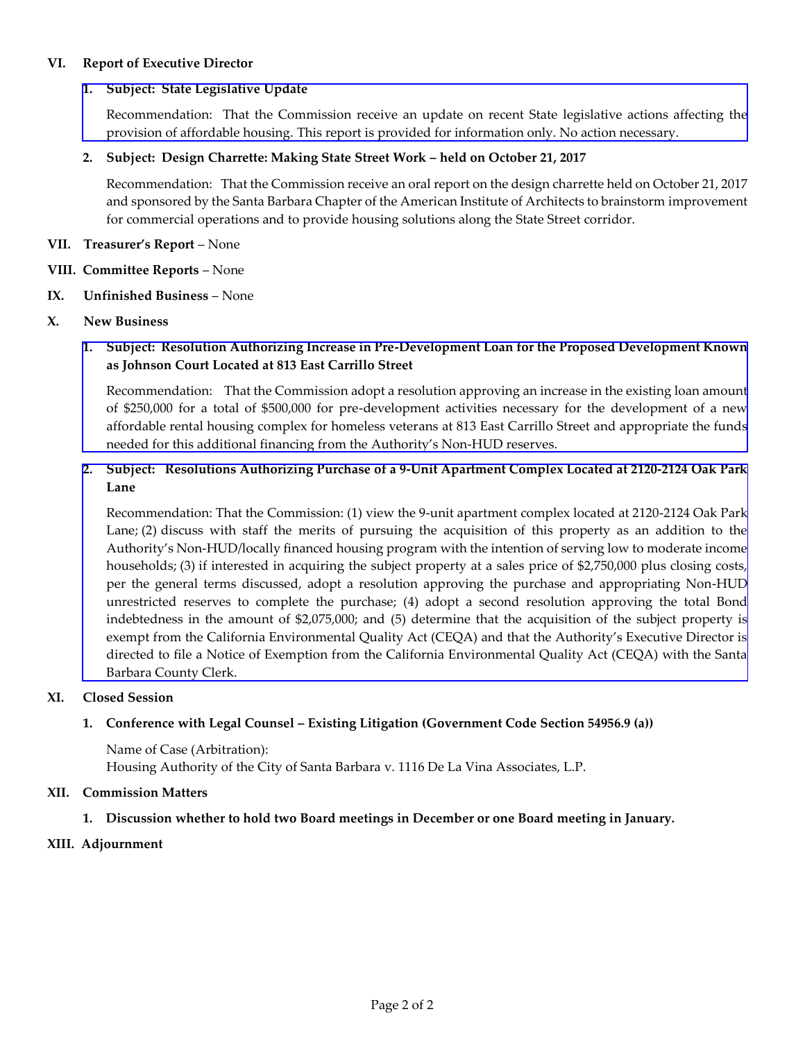**VI. Report of Executive Director**

**1. Subject: State Legislative Update**

Recommendation: That the Commission receive an update on recent State legislative actions affecting the provision of affordable housing. This report is provided for information only. No action necessary.

**2. Subject: Design Charrette: Making State Street Work – held on October 21, 2017**

Recommendation: That the Commission receive an oral report on the design charrette held on October 21, 2017 and sponsored by the Santa Barbara Chapter of the American Institute of Architects to brainstorm improvement for commercial operations and to provide housing solutions along the State Street corridor.

**VII. Treasurer's Report** – None

**VIII. Committee Reports** – None

**IX. Unfinished Business** – None

**X. New Business**

**1. Subject: Resolution Authorizing Increase in Pre-Development Loan for the Proposed Development Known as Johnson Court Located at 813 East Carrillo Street**

Recommendation: That the Commission adopt a resolution approving an increase in the existing loan amount of $250,000 for a total of $500,000 for pre-development activities necessary for the development of a new affordable rental housing complex for homeless veterans at 813 East Carrillo Street and appropriate the funds needed for this additional financing from the Authority's Non-HUD reserves.

**2. Subject: Resolutions Authorizing Purchase of a 9-Unit Apartment Complex Located at 2120-2124 Oak Park Lane**

Recommendation: That the Commission: (1) view the 9-unit apartment complex located at 2120-2124 Oak Park Lane; (2) discuss with staff the merits of pursuing the acquisition of this property as an addition to the Authority's Non-HUD/locally financed housing program with the intention of serving low to moderate income households; (3) if interested in acquiring the subject property at a sales price of $2,750,000 plus closing costs, per the general terms discussed, adopt a resolution approving the purchase and appropriating Non-HUD unrestricted reserves to complete the purchase; (4) adopt a second resolution approving the total Bond indebtedness in the amount of $2,075,000; and (5) determine that the acquisition of the subject property is exempt from the California Environmental Quality Act (CEQA) and that the Authority's Executive Director is directed to file a Notice of Exemption from the California Environmental Quality Act (CEQA) with the Santa Barbara County Clerk.

**XI. Closed Session**

**1. Conference with Legal Counsel – Existing Litigation (Government Code Section 54956.9 (a))**

Name of Case (Arbitration):
Housing Authority of the City of Santa Barbara v. 1116 De La Vina Associates, L.P.

**XII. Commission Matters**

**1. Discussion whether to hold two Board meetings in December or one Board meeting in January.**

**XIII. Adjournment**